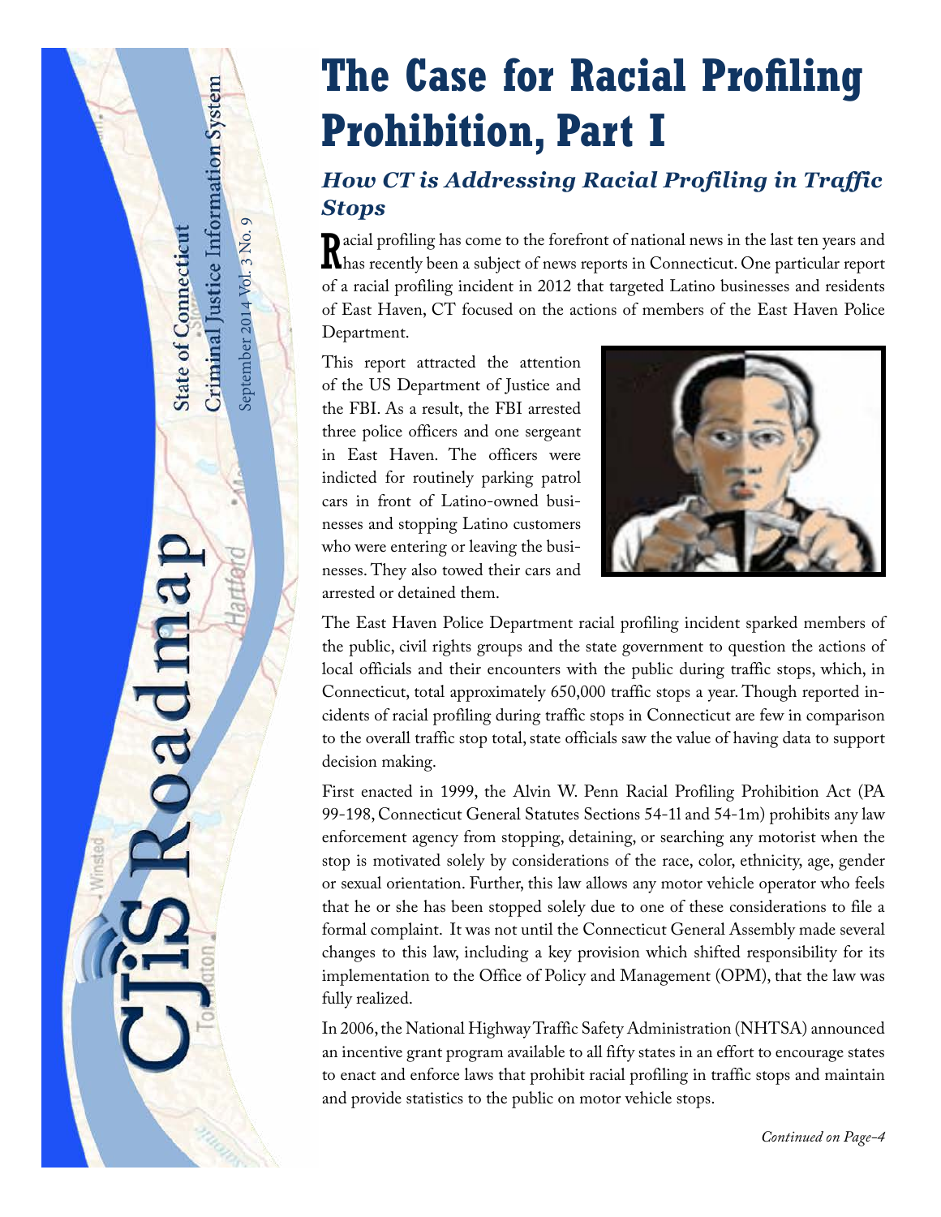# The Case for Racial Profiling Prohibition, Part I

## *How CT is Addressing Racial Profiling in Traffic Stops*

Racial profiling has come to the forefront of national news in the last ten years and has recently been a subject of news reports in Connecticut. One particular report of a racial profiling incident in 2012 that targeted Latino businesses and residents of East Haven, CT focused on the actions of members of the East Haven Police Department.

This report attracted the attention of the US Department of Justice and the FBI. As a result, the FBI arrested three police officers and one sergeant in East Haven. The officers were indicted for routinely parking patrol cars in front of Latino-owned businesses and stopping Latino customers who were entering or leaving the businesses. They also towed their cars and arrested or detained them.

The East Haven Police Department racial profiling incident sparked members of the public, civil rights groups and the state government to question the actions of local officials and their encounters with the public during traffic stops, which, in Connecticut, total approximately 650,000 traffic stops a year. Though reported incidents of racial profiling during traffic stops in Connecticut are few in comparison to the overall traffic stop total, state officials saw the value of having data to support decision making.

First enacted in 1999, the Alvin W. Penn Racial Profiling Prohibition Act (PA 99-198, Connecticut General Statutes Sections 54-1l and 54-1m) prohibits any law enforcement agency from stopping, detaining, or searching any motorist when the stop is motivated solely by considerations of the race, color, ethnicity, age, gender or sexual orientation. Further, this law allows any motor vehicle operator who feels that he or she has been stopped solely due to one of these considerations to file a formal complaint. It was not until the Connecticut General Assembly made several changes to this law, including a key provision which shifted responsibility for its implementation to the Office of Policy and Management (OPM), that the law was fully realized.

In 2006, the National Highway Traffic Safety Administration (NHTSA) announced an incentive grant program available to all fifty states in an effort to encourage states to enact and enforce laws that prohibit racial profiling in traffic stops and maintain and provide statistics to the public on motor vehicle stops.

*Continued on Page–4*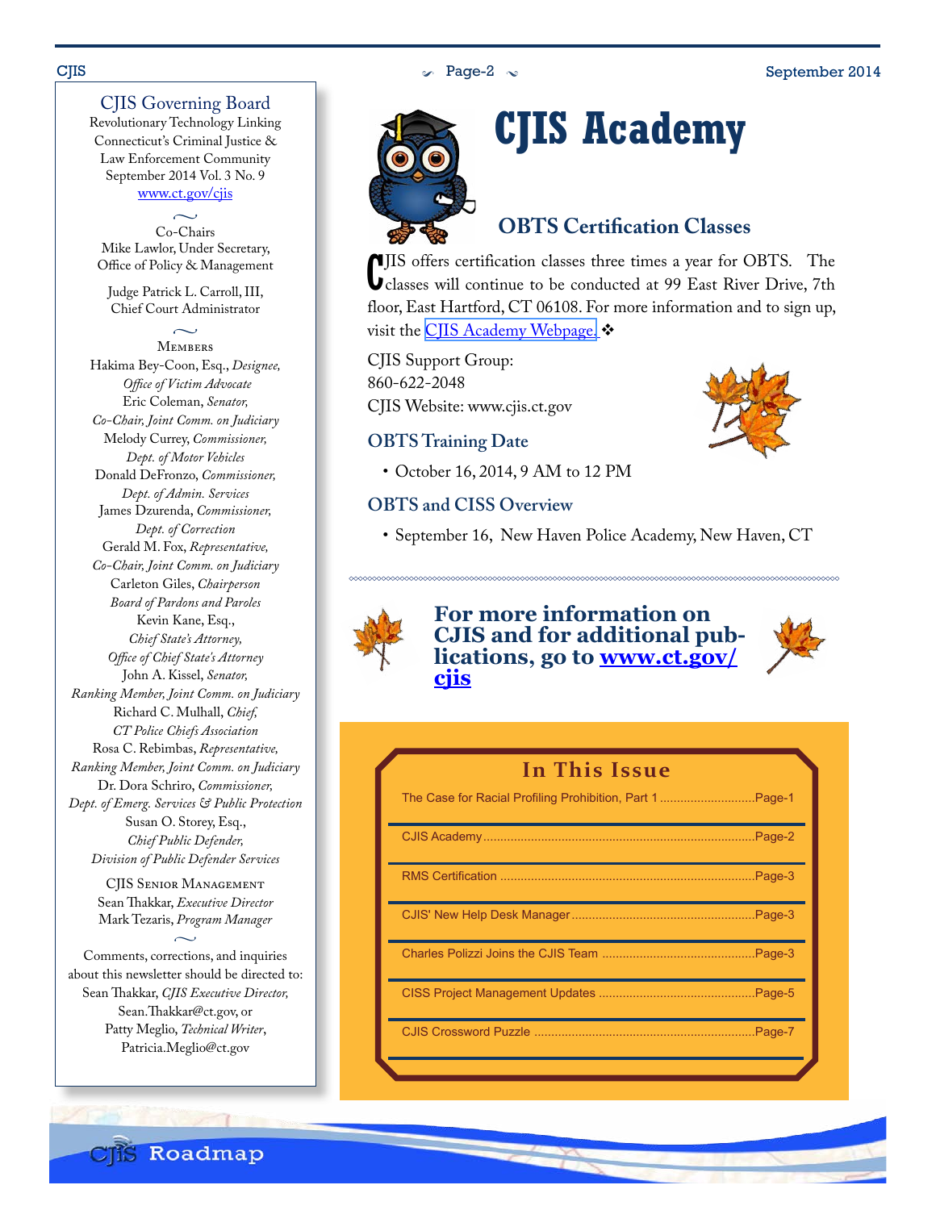## CJIS Governing Board

Revolutionary Technology Linking Connecticut's Criminal Justice & Law Enforcement Community
September 2014 Vol. 3 No. 9
www.ct.gov/cjis

~

Co-Chairs
Mike Lawlor, Under Secretary, Office of Policy & Management

Judge Patrick L. Carroll, III, Chief Court Administrator

~

Members

Hakima Bey-Coon, Esq., *Designee, Office of Victim Advocate*
Eric Coleman, *Senator, Co-Chair, Joint Comm. on Judiciary*
Melody Currey, *Commissioner, Dept. of Motor Vehicles*
Donald DeFronzo, *Commissioner, Dept. of Admin. Services*
James Dzurenda, *Commissioner, Dept. of Correction*
Gerald M. Fox, *Representative, Co-Chair, Joint Comm. on Judiciary*
Carleton Giles, *Chairperson Board of Pardons and Paroles*
Kevin Kane, Esq., *Chief State's Attorney, Office of Chief State's Attorney*
John A. Kissel, *Senator, Ranking Member, Joint Comm. on Judiciary*
Richard C. Mulhall, *Chief, CT Police Chiefs Association*
Rosa C. Rebimbas, *Representative, Ranking Member, Joint Comm. on Judiciary*
Dr. Dora Schriro, *Commissioner, Dept. of Emerg. Services & Public Protection*
Susan O. Storey, Esq., *Chief Public Defender, Division of Public Defender Services*

CJIS Senior Management
Sean Thakkar, *Executive Director*
Mark Tezaris, *Program Manager*

~

Comments, corrections, and inquiries about this newsletter should be directed to:
Sean Thakkar, *CJIS Executive Director*, Sean.Thakkar@ct.gov, or
Patty Meglio, *Technical Writer*, Patricia.Meglio@ct.gov

# CJIS Academy

## OBTS Certification Classes

CJIS offers certification classes three times a year for OBTS. The classes will continue to be conducted at 99 East River Drive, 7th floor, East Hartford, CT 06108. For more information and to sign up, visit the CJIS Academy Webpage. ❖

CJIS Support Group:
860-622-2048
CJIS Website: www.cjis.ct.gov

### OBTS Training Date

- October 16, 2014, 9 AM to 12 PM

### OBTS and CISS Overview

- September 16, New Haven Police Academy, New Haven, CT

**For more information on CJIS and for additional publications, go to www.ct.gov/cjis**

## In This Issue

| | |
|---|---|
| The Case for Racial Profiling Prohibition, Part 1 | Page-1 |
| CJIS Academy | Page-2 |
| RMS Certification | Page-3 |
| CJIS' New Help Desk Manager | Page-3 |
| Charles Polizzi Joins the CJIS Team | Page-3 |
| CISS Project Management Updates | Page-5 |
| CJIS Crossword Puzzle | Page-7 |

CJIS Roadmap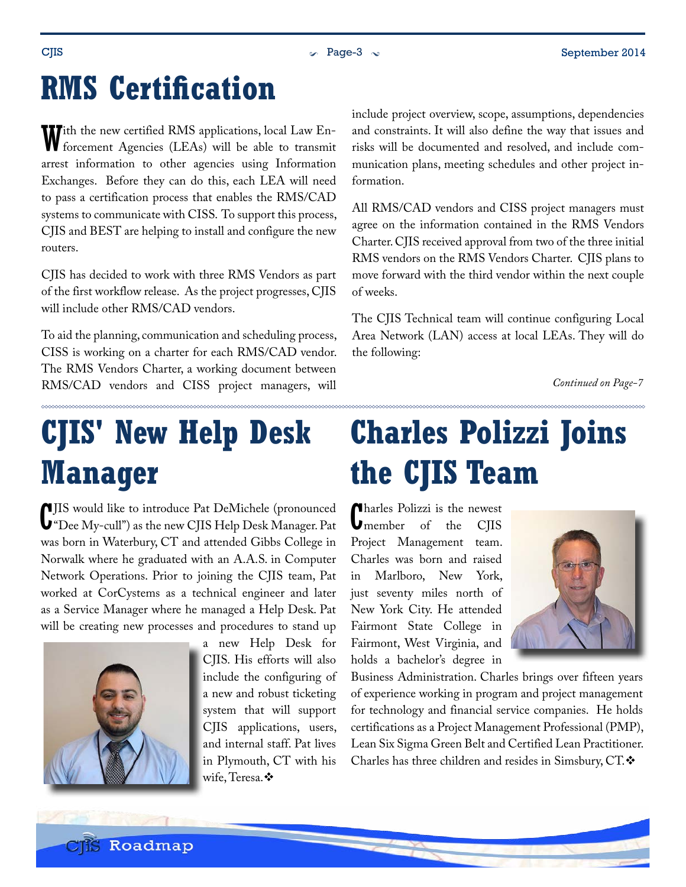# RMS Certification

With the new certified RMS applications, local Law Enforcement Agencies (LEAs) will be able to transmit arrest information to other agencies using Information Exchanges. Before they can do this, each LEA will need to pass a certification process that enables the RMS/CAD systems to communicate with CISS. To support this process, CJIS and BEST are helping to install and configure the new routers.

CJIS has decided to work with three RMS Vendors as part of the first workflow release. As the project progresses, CJIS will include other RMS/CAD vendors.

To aid the planning, communication and scheduling process, CISS is working on a charter for each RMS/CAD vendor. The RMS Vendors Charter, a working document between RMS/CAD vendors and CISS project managers, will include project overview, scope, assumptions, dependencies and constraints. It will also define the way that issues and risks will be documented and resolved, and include communication plans, meeting schedules and other project information.

All RMS/CAD vendors and CISS project managers must agree on the information contained in the RMS Vendors Charter. CJIS received approval from two of the three initial RMS vendors on the RMS Vendors Charter. CJIS plans to move forward with the third vendor within the next couple of weeks.

The CJIS Technical team will continue configuring Local Area Network (LAN) access at local LEAs. They will do the following:

*Continued on Page-7*

# CJIS' New Help Desk Manager

CJIS would like to introduce Pat DeMichele (pronounced "Dee My-cull") as the new CJIS Help Desk Manager. Pat was born in Waterbury, CT and attended Gibbs College in Norwalk where he graduated with an A.A.S. in Computer Network Operations. Prior to joining the CJIS team, Pat worked at CorCystems as a technical engineer and later as a Service Manager where he managed a Help Desk. Pat will be creating new processes and procedures to stand up a new Help Desk for CJIS. His efforts will also include the configuring of a new and robust ticketing system that will support CJIS applications, users, and internal staff. Pat lives in Plymouth, CT with his wife, Teresa.❖

# Charles Polizzi Joins the CJIS Team

Charles Polizzi is the newest member of the CJIS Project Management team. Charles was born and raised in Marlboro, New York, just seventy miles north of New York City. He attended Fairmont State College in Fairmont, West Virginia, and holds a bachelor's degree in Business Administration. Charles brings over fifteen years of experience working in program and project management for technology and financial service companies. He holds certifications as a Project Management Professional (PMP), Lean Six Sigma Green Belt and Certified Lean Practitioner. Charles has three children and resides in Simsbury, CT.❖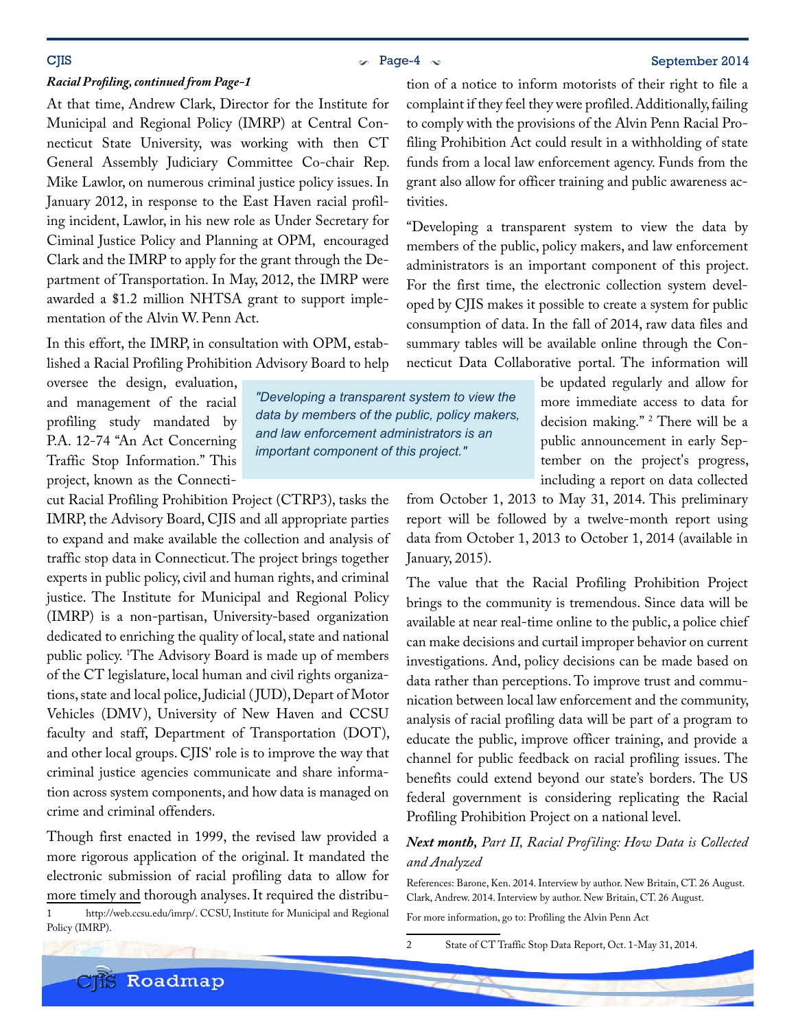*Racial Profiling, continued from Page-1*

At that time, Andrew Clark, Director for the Institute for Municipal and Regional Policy (IMRP) at Central Connecticut State University, was working with then CT General Assembly Judiciary Committee Co-chair Rep. Mike Lawlor, on numerous criminal justice policy issues. In January 2012, in response to the East Haven racial profiling incident, Lawlor, in his new role as Under Secretary for Ciminal Justice Policy and Planning at OPM, encouraged Clark and the IMRP to apply for the grant through the Department of Transportation. In May, 2012, the IMRP were awarded a $1.2 million NHTSA grant to support implementation of the Alvin W. Penn Act.

In this effort, the IMRP, in consultation with OPM, established a Racial Profiling Prohibition Advisory Board to help oversee the design, evaluation, and management of the racial profiling study mandated by P.A. 12-74 "An Act Concerning Traffic Stop Information." This project, known as the Connecticut Racial Profiling Prohibition Project (CTRP3), tasks the IMRP, the Advisory Board, CJIS and all appropriate parties to expand and make available the collection and analysis of traffic stop data in Connecticut. The project brings together experts in public policy, civil and human rights, and criminal justice. The Institute for Municipal and Regional Policy (IMRP) is a non-partisan, University-based organization dedicated to enriching the quality of local, state and national public policy. [1]The Advisory Board is made up of members of the CT legislature, local human and civil rights organizations, state and local police, Judicial (JUD), Depart of Motor Vehicles (DMV), University of New Haven and CCSU faculty and staff, Department of Transportation (DOT), and other local groups. CJIS' role is to improve the way that criminal justice agencies communicate and share information across system components, and how data is managed on crime and criminal offenders.

Though first enacted in 1999, the revised law provided a more rigorous application of the original. It mandated the electronic submission of racial profiling data to allow for more timely and thorough analyses. It required the distribution of a notice to inform motorists of their right to file a complaint if they feel they were profiled. Additionally, failing to comply with the provisions of the Alvin Penn Racial Profiling Prohibition Act could result in a withholding of state funds from a local law enforcement agency. Funds from the grant also allow for officer training and public awareness activities.

> *"Developing a transparent system to view the data by members of the public, policy makers, and law enforcement administrators is an important component of this project."*

"Developing a transparent system to view the data by members of the public, policy makers, and law enforcement administrators is an important component of this project. For the first time, the electronic collection system developed by CJIS makes it possible to create a system for public consumption of data. In the fall of 2014, raw data files and summary tables will be available online through the Connecticut Data Collaborative portal. The information will be updated regularly and allow for more immediate access to data for decision making." [2] There will be a public announcement in early September on the project's progress, including a report on data collected from October 1, 2013 to May 31, 2014. This preliminary report will be followed by a twelve-month report using data from October 1, 2013 to October 1, 2014 (available in January, 2015).

The value that the Racial Profiling Prohibition Project brings to the community is tremendous. Since data will be available at near real-time online to the public, a police chief can make decisions and curtail improper behavior on current investigations. And, policy decisions can be made based on data rather than perceptions. To improve trust and communication between local law enforcement and the community, analysis of racial profiling data will be part of a program to educate the public, improve officer training, and provide a channel for public feedback on racial profiling issues. The benefits could extend beyond our state's borders. The US federal government is considering replicating the Racial Profiling Prohibition Project on a national level.

***Next month,** Part II, Racial Profiling: How Data is Collected and Analyzed*

References: Barone, Ken. 2014. Interview by author. New Britain, CT. 26 August.
Clark, Andrew. 2014. Interview by author. New Britain, CT. 26 August.

For more information, go to: Profiling the Alvin Penn Act

---

1 http://web.ccsu.edu/imrp/. CCSU, Institute for Municipal and Regional Policy (IMRP).

2 State of CT Traffic Stop Data Report, Oct. 1-May 31, 2014.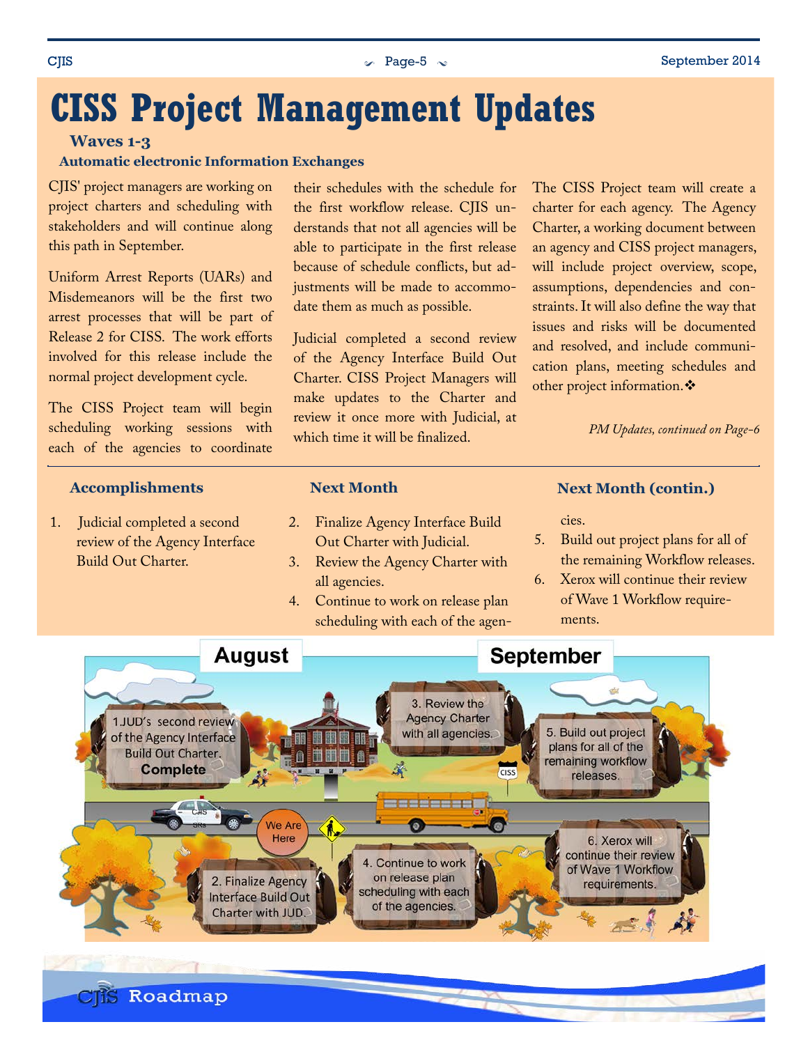# CISS Project Management Updates

### Waves 1-3

#### Automatic electronic Information Exchanges

CJIS' project managers are working on project charters and scheduling with stakeholders and will continue along this path in September.

Uniform Arrest Reports (UARs) and Misdemeanors will be the first two arrest processes that will be part of Release 2 for CISS. The work efforts involved for this release include the normal project development cycle.

The CISS Project team will begin scheduling working sessions with each of the agencies to coordinate their schedules with the schedule for the first workflow release. CJIS understands that not all agencies will be able to participate in the first release because of schedule conflicts, but adjustments will be made to accommodate them as much as possible.

Judicial completed a second review of the Agency Interface Build Out Charter. CISS Project Managers will make updates to the Charter and review it once more with Judicial, at which time it will be finalized.

The CISS Project team will create a charter for each agency. The Agency Charter, a working document between an agency and CISS project managers, will include project overview, scope, assumptions, dependencies and constraints. It will also define the way that issues and risks will be documented and resolved, and include communication plans, meeting schedules and other project information.❖

*PM Updates, continued on Page-6*

### Accomplishments

1. Judicial completed a second review of the Agency Interface Build Out Charter.

### Next Month

2. Finalize Agency Interface Build Out Charter with Judicial.
3. Review the Agency Charter with all agencies.
4. Continue to work on release plan scheduling with each of the agencies.
5. Build out project plans for all of the remaining Workflow releases.
6. Xerox will continue their review of Wave 1 Workflow requirements.

**August** | **September**

1. JUD's second review of the Agency Interface Build Out Charter. **Complete**
2. Finalize Agency Interface Build Out Charter with JUD.
3. Review the Agency Charter with all agencies.
4. Continue to work on release plan scheduling with each of the agencies.
5. Build out project plans for all of the remaining workflow releases.
6. Xerox will continue their review of Wave 1 Workflow requirements.

We Are Here

CJIS Roadmap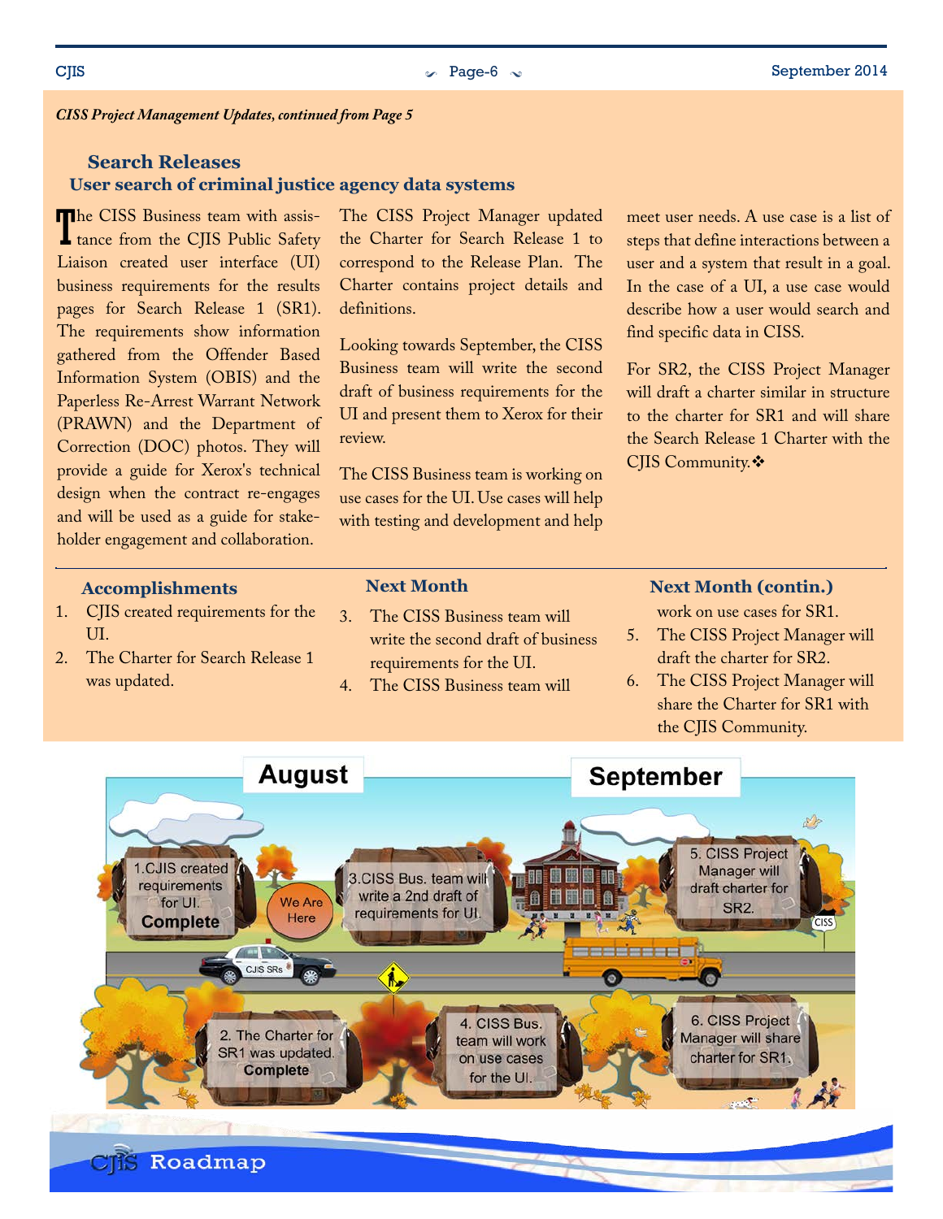*CISS Project Management Updates, continued from Page 5*

## Search Releases

### User search of criminal justice agency data systems

The CISS Business team with assistance from the CJIS Public Safety Liaison created user interface (UI) business requirements for the results pages for Search Release 1 (SR1). The requirements show information gathered from the Offender Based Information System (OBIS) and the Paperless Re-Arrest Warrant Network (PRAWN) and the Department of Correction (DOC) photos. They will provide a guide for Xerox's technical design when the contract re-engages and will be used as a guide for stakeholder engagement and collaboration.

The CISS Project Manager updated the Charter for Search Release 1 to correspond to the Release Plan. The Charter contains project details and definitions.

Looking towards September, the CISS Business team will write the second draft of business requirements for the UI and present them to Xerox for their review.

The CISS Business team is working on use cases for the UI. Use cases will help with testing and development and help meet user needs. A use case is a list of steps that define interactions between a user and a system that result in a goal. In the case of a UI, a use case would describe how a user would search and find specific data in CISS.

For SR2, the CISS Project Manager will draft a charter similar in structure to the charter for SR1 and will share the Search Release 1 Charter with the CJIS Community.❖

### Accomplishments

1. CJIS created requirements for the UI.
2. The Charter for Search Release 1 was updated.

### Next Month

3. The CISS Business team will write the second draft of business requirements for the UI.
4. The CISS Business team will work on use cases for SR1.
5. The CISS Project Manager will draft the charter for SR2.
6. The CISS Project Manager will share the Charter for SR1 with the CJIS Community.

**August**

1. CJIS created requirements for UI. **Complete**
2. The Charter for SR1 was updated. **Complete**

We Are Here

3. CISS Bus. team will write a 2nd draft of requirements for UI.
4. CISS Bus. team will work on use cases for the UI.

**September**

5. CISS Project Manager will draft charter for SR2.
6. CISS Project Manager will share charter for SR1.

CJIS Roadmap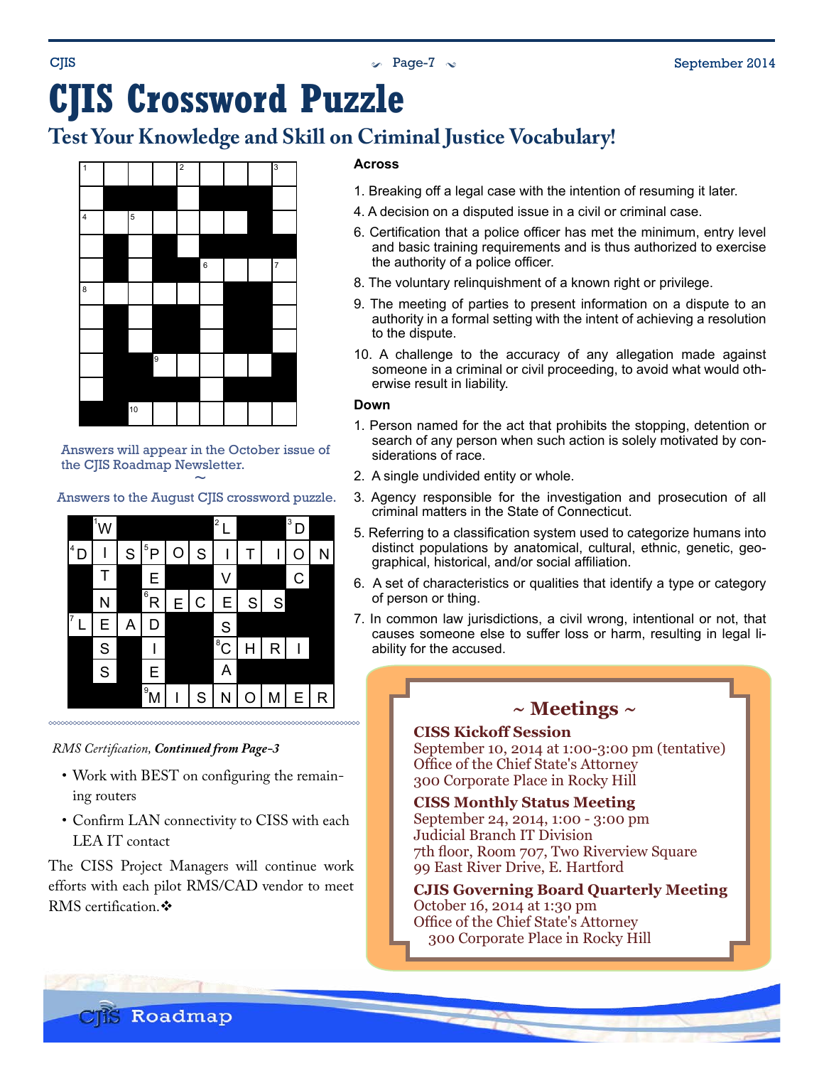# CJIS Crossword Puzzle

## Test Your Knowledge and Skill on Criminal Justice Vocabulary!

**Across**

1. Breaking off a legal case with the intention of resuming it later.
4. A decision on a disputed issue in a civil or criminal case.
6. Certification that a police officer has met the minimum, entry level and basic training requirements and is thus authorized to exercise the authority of a police officer.
8. The voluntary relinquishment of a known right or privilege.
9. The meeting of parties to present information on a dispute to an authority in a formal setting with the intent of achieving a resolution to the dispute.
10. A challenge to the accuracy of any allegation made against someone in a criminal or civil proceeding, to avoid what would otherwise result in liability.

**Down**

1. Person named for the act that prohibits the stopping, detention or search of any person when such action is solely motivated by considerations of race.
2. A single undivided entity or whole.
3. Agency responsible for the investigation and prosecution of all criminal matters in the State of Connecticut.
5. Referring to a classification system used to categorize humans into distinct populations by anatomical, cultural, ethnic, genetic, geographical, historical, and/or social affiliation.
6. A set of characteristics or qualities that identify a type or category of person or thing.
7. In common law jurisdictions, a civil wrong, intentional or not, that causes someone else to suffer loss or harm, resulting in legal liability for the accused.

Answers will appear in the October issue of the CJIS Roadmap Newsletter.

~

Answers to the August CJIS crossword puzzle.

Across: 4. DISPOSITION; 6. RECESS; 7. LEAD; 8. CHRI; 9. MISNOMER

Down: 1. WITNESS; 2. LIVESCAN; 3. DOC; 5. PERDIEM

---

*RMS Certification,* ***Continued from Page-3***

- Work with BEST on configuring the remaining routers
- Confirm LAN connectivity to CISS with each LEA IT contact

The CISS Project Managers will continue work efforts with each pilot RMS/CAD vendor to meet RMS certification.❖

## ~ Meetings ~

**CISS Kickoff Session**
September 10, 2014 at 1:00-3:00 pm (tentative)
Office of the Chief State's Attorney
300 Corporate Place in Rocky Hill

**CISS Monthly Status Meeting**
September 24, 2014, 1:00 - 3:00 pm
Judicial Branch IT Division
7th floor, Room 707, Two Riverview Square
99 East River Drive, E. Hartford

**CJIS Governing Board Quarterly Meeting**
October 16, 2014 at 1:30 pm
Office of the Chief State's Attorney
300 Corporate Place in Rocky Hill